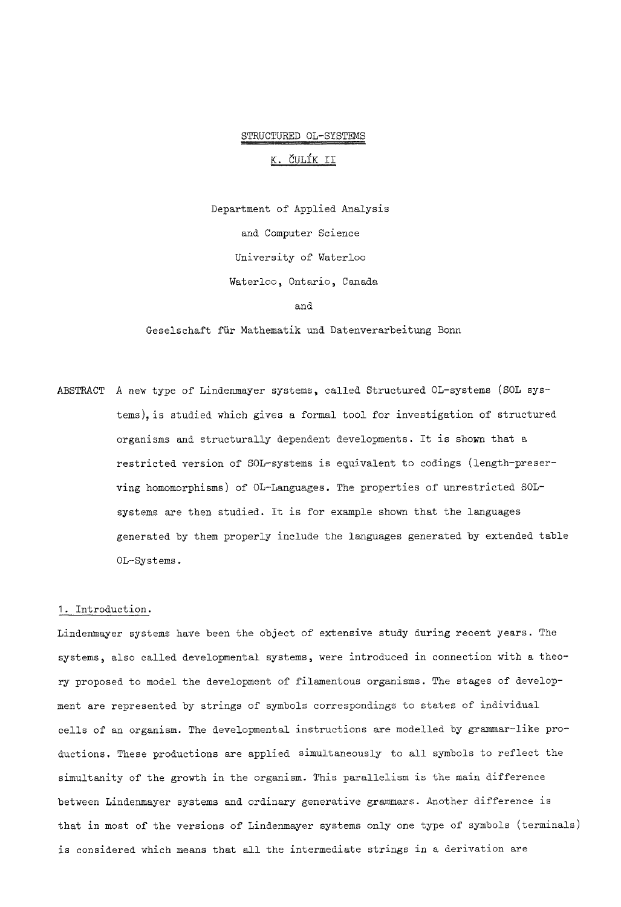# STRUCTURED OL-SYSTEMS

K. ČULÍK II

Department of Applied Analysis

and Computer Science

University of Waterloo

Waterloo, Ontario, Canada

and

Geselschaft für Mathematik und Datenverarbeitung Bonn

ABSTRACT A new type of Lindenmayer systems, called Structured OL-systems (SOL systems), is studied which gives a formal tool for investigation of structured organisms and structurally dependent developments. It is shown that a restricted version of SOL-systems is equivalent to codings (length-preserving homomorphisms) of OL-Languages. The properties of unrestricted SOL-systems are then studied. It is for example shown that the languages generated by them properly include the languages generated by extended table OL-Systems.

## 1. Introduction.

Lindenmayer systems have been the object of extensive study during recent years. The systems, also called developmental systems, were introduced in connection with a theory proposed to model the development of filamentous organisms. The stages of development are represented by strings of symbols correspondings to states of individual cells of an organism. The developmental instructions are modelled by grammar-like productions. These productions are applied simultaneously to all symbols to reflect the simultanity of the growth in the organism. This parallelism is the main difference between Lindenmayer systems and ordinary generative grammars. Another difference is that in most of the versions of Lindenmayer systems only one type of symbols (terminals) is considered which means that all the intermediate strings in a derivation are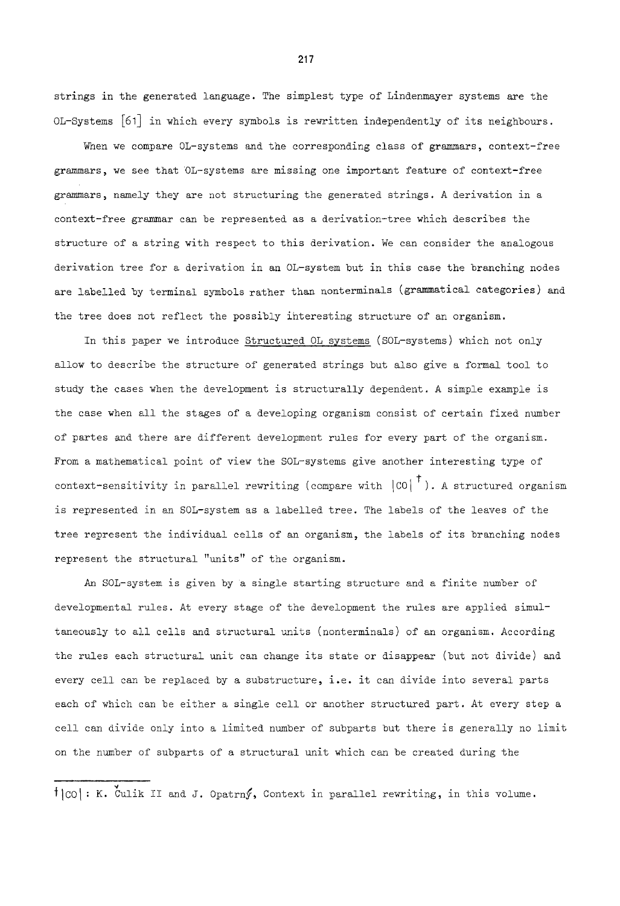strings in the generated language. The simplest type of Lindenmayer systems are the OL-Systems [61] in which every symbols is rewritten independently of its neighbours.

When we compare OL-systems and the corresponding class of grammars, context-free grammars, we see that OL-systems are missing one important feature of context-free grammars, namely they are not structuring the generated strings. A derivation in a context-free grammar can be represented as a derivation-tree which describes the structure of a string with respect to this derivation. We can consider the analogous derivation tree for a derivation in an OL-system but in this case the branching nodes are labelled by terminal symbols rather than nonterminals (grammatical categories) and the tree does not reflect the possibly interesting structure of an organism.

In this paper we introduce Structured OL systems (SOL-systems) which not only allow to describe the structure of generated strings but also give a formal tool to study the cases when the development is structurally dependent. A simple example is the case when all the stages of a developing organism consist of certain fixed number of partes and there are different development rules for every part of the organism. From a mathematical point of view the SOL-systems give another interesting type of context-sensitivity in parallel rewriting (compare with |CO|†). A structured organism is represented in an SOL-system as a labelled tree. The labels of the leaves of the tree represent the individual cells of an organism, the labels of its branching nodes represent the structural "units" of the organism.

An SOL-system is given by a single starting structure and a finite number of developmental rules. At every stage of the development the rules are applied simultaneously to all cells and structural units (nonterminals) of an organism. According the rules each structural unit can change its state or disappear (but not divide) and every cell can be replaced by a substructure, i.e. it can divide into several parts each of which can be either a single cell or another structured part. At every step a cell can divide only into a limited number of subparts but there is generally no limit on the number of subparts of a structural unit which can be created during the

---

†|CO| : K. Čulik II and J. Opatrný, Context in parallel rewriting, in this volume.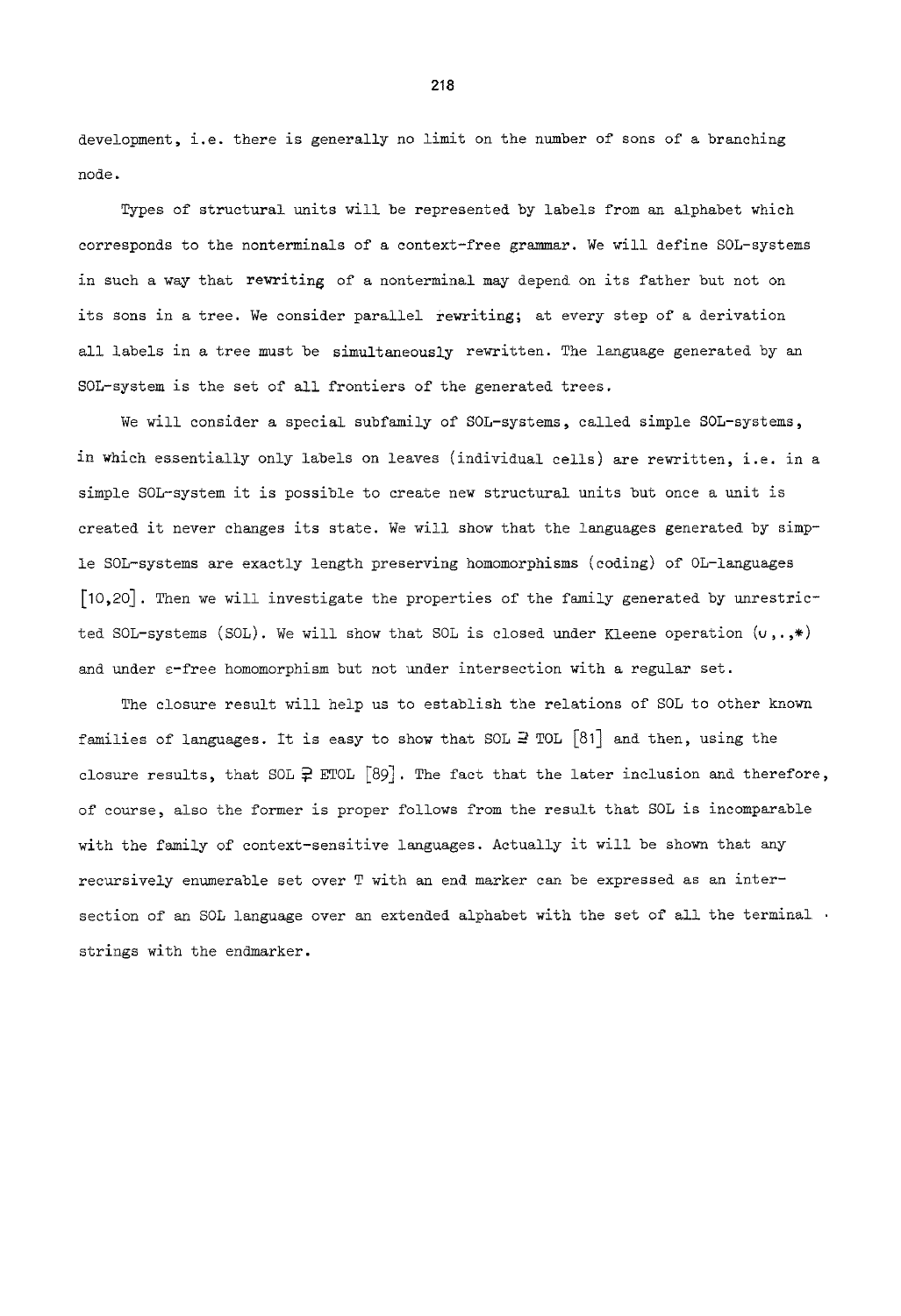development, i.e. there is generally no limit on the number of sons of a branching node.

Types of structural units will be represented by labels from an alphabet which corresponds to the nonterminals of a context-free grammar. We will define SOL-systems in such a way that rewriting of a nonterminal may depend on its father but not on its sons in a tree. We consider parallel rewriting; at every step of a derivation all labels in a tree must be simultaneously rewritten. The language generated by an SOL-system is the set of all frontiers of the generated trees.

We will consider a special subfamily of SOL-systems, called simple SOL-systems, in which essentially only labels on leaves (individual cells) are rewritten, i.e. in a simple SOL-system it is possible to create new structural units but once a unit is created it never changes its state. We will show that the languages generated by simple SOL-systems are exactly length preserving homomorphisms (coding) of OL-languages [10,20]. Then we will investigate the properties of the family generated by unrestricted SOL-systems (SOL). We will show that SOL is closed under Kleene operation ($\cup, \cdot, *$) and under $\varepsilon$-free homomorphism but not under intersection with a regular set.

The closure result will help us to establish the relations of SOL to other known families of languages. It is easy to show that SOL $\supsetneq$ TOL [81] and then, using the closure results, that SOL $\supsetneq$ ETOL [89]. The fact that the later inclusion and therefore, of course, also the former is proper follows from the result that SOL is incomparable with the family of context-sensitive languages. Actually it will be shown that any recursively enumerable set over T with an end marker can be expressed as an intersection of an SOL language over an extended alphabet with the set of all the terminal strings with the endmarker.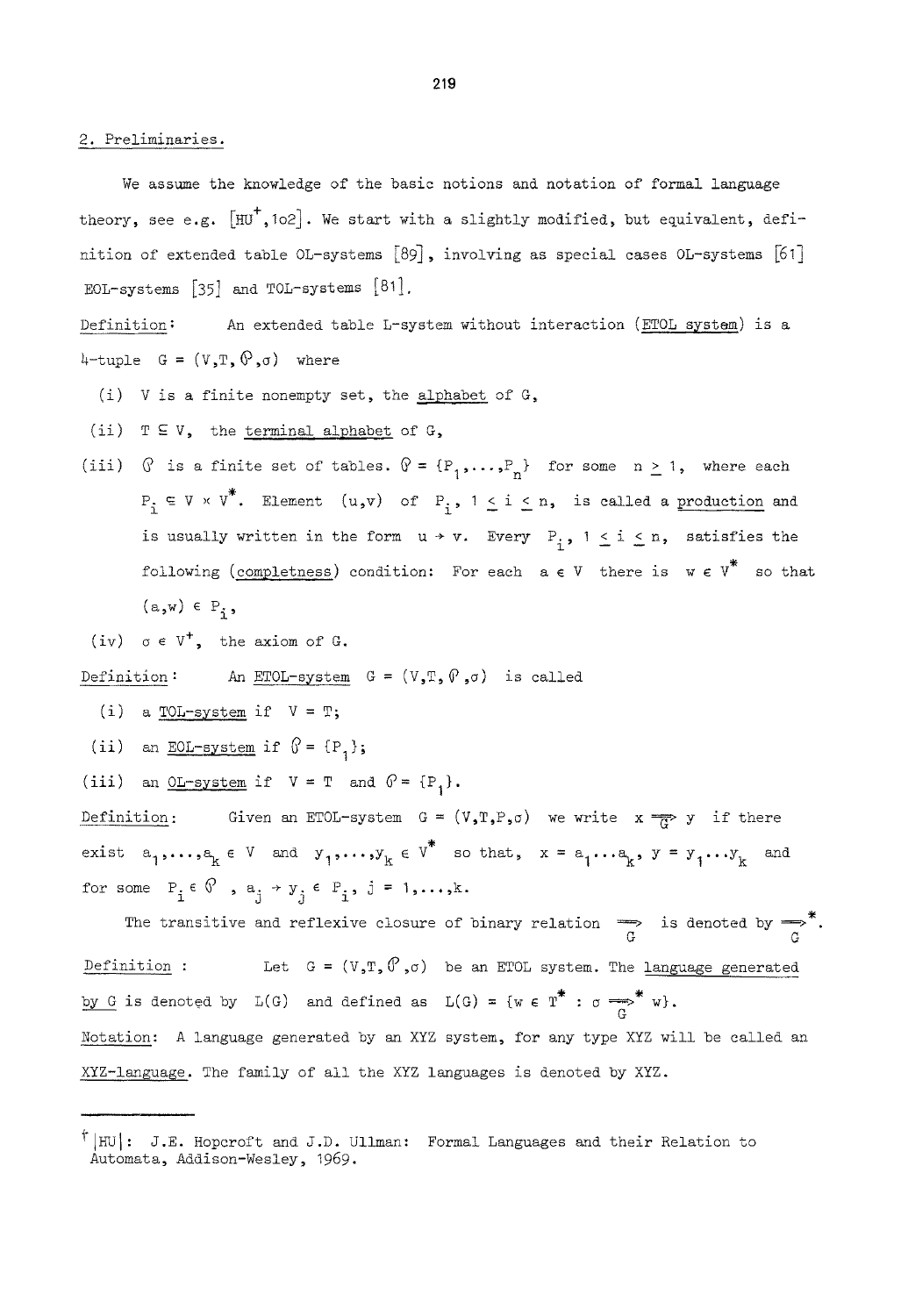## 2. Preliminaries.

We assume the knowledge of the basic notions and notation of formal language theory, see e.g. [HU[†],102]. We start with a slightly modified, but equivalent, definition of extended table OL-systems [89], involving as special cases OL-systems [61] EOL-systems [35] and TOL-systems [81].

Definition: An extended table L-system without interaction (ETOL system) is a 4-tuple $G = (V,T,\mathcal{P},\sigma)$ where

(i) $V$ is a finite nonempty set, the alphabet of $G$,

(ii) $T \subseteq V$, the terminal alphabet of $G$,

(iii) $\mathcal{P}$ is a finite set of tables. $\mathcal{P} = \{P_1,\ldots,P_n\}$ for some $n \geq 1$, where each $P_i \subseteq V \times V^*$. Element $(u,v)$ of $P_i$, $1 \leq i \leq n$, is called a production and is usually written in the form $u \to v$. Every $P_i$, $1 \leq i \leq n$, satisfies the following (completness) condition: For each $a \in V$ there is $w \in V^*$ so that $(a,w) \in P_i$,

(iv) $\sigma \in V^+$, the axiom of $G$.

Definition: An ETOL-system $G = (V,T,\mathcal{P},\sigma)$ is called

(i) a TOL-system if $V = T$;

(ii) an EOL-system if $\mathcal{P} = \{P_1\}$;

(iii) an OL-system if $V = T$ and $\mathcal{P} = \{P_1\}$.

Definition: Given an ETOL-system $G = (V,T,P,\sigma)$ we write $x \underset{G}{\Longrightarrow} y$ if there exist $a_1,\ldots,a_k \in V$ and $y_1,\ldots,y_k \in V^*$ so that, $x = a_1\ldots a_k$, $y = y_1\ldots y_k$ and for some $P_i \in \mathcal{P}$, $a_j \to y_j \in P_i$, $j = 1,\ldots,k$.

The transitive and reflexive closure of binary relation $\underset{G}{\Longrightarrow}$ is denoted by $\underset{G}{\Longrightarrow}^*$.

Definition: Let $G = (V,T,\mathcal{P},\sigma)$ be an ETOL system. The language generated by $G$ is denoted by $L(G)$ and defined as $L(G) = \{w \in T^* : \sigma \underset{G}{\Longrightarrow}^* w\}$.

Notation: A language generated by an XYZ system, for any type XYZ will be called an XYZ-language. The family of all the XYZ languages is denoted by XYZ.

---

[†] [HU]: J.E. Hopcroft and J.D. Ullman: Formal Languages and their Relation to Automata, Addison-Wesley, 1969.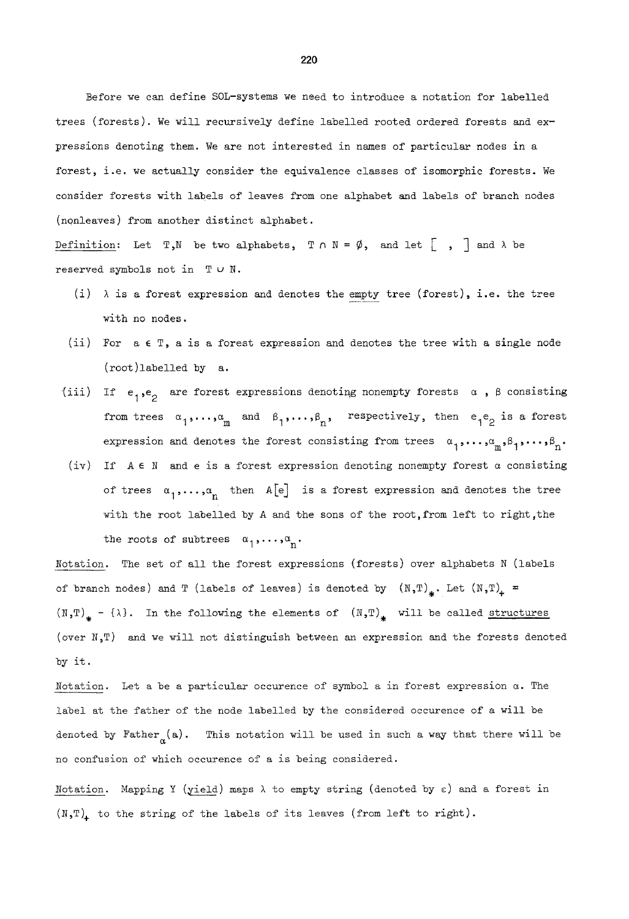Before we can define SOL-systems we need to introduce a notation for labelled trees (forests). We will recursively define labelled rooted ordered forests and expressions denoting them. We are not interested in names of particular nodes in a forest, i.e. we actually consider the equivalence classes of isomorphic forests. We consider forests with labels of leaves from one alphabet and labels of branch nodes (nonleaves) from another distinct alphabet.

Definition: Let $T, N$ be two alphabets, $T \cap N = \emptyset$, and let $[\ ,\ ]$ and $\lambda$ be reserved symbols not in $T \cup N$.

(i) $\lambda$ is a forest expression and denotes the empty tree (forest), i.e. the tree with no nodes.

(ii) For $a \in T$, $a$ is a forest expression and denotes the tree with a single node (root) labelled by $a$.

(iii) If $e_1, e_2$ are forest expressions denoting nonempty forests $\alpha$, $\beta$ consisting from trees $\alpha_1, \ldots, \alpha_m$ and $\beta_1, \ldots, \beta_n$, respectively, then $e_1 e_2$ is a forest expression and denotes the forest consisting from trees $\alpha_1, \ldots, \alpha_m, \beta_1, \ldots, \beta_n$.

(iv) If $A \in N$ and $e$ is a forest expression denoting nonempty forest $\alpha$ consisting of trees $\alpha_1, \ldots, \alpha_n$ then $A[e]$ is a forest expression and denotes the tree with the root labelled by A and the sons of the root, from left to right, the roots of subtrees $\alpha_1, \ldots, \alpha_n$.

Notation. The set of all the forest expressions (forests) over alphabets N (labels of branch nodes) and T (labels of leaves) is denoted by $(N,T)_*$. Let $(N,T)_+ = (N,T)_* - \{\lambda\}$. In the following the elements of $(N,T)_*$ will be called structures (over N,T) and we will not distinguish between an expression and the forests denoted by it.

Notation. Let a be a particular occurence of symbol a in forest expression $\alpha$. The label at the father of the node labelled by the considered occurence of a will be denoted by $\text{Father}_\alpha(a)$. This notation will be used in such a way that there will be no confusion of which occurence of a is being considered.

Notation. Mapping Y (yield) maps $\lambda$ to empty string (denoted by $\varepsilon$) and a forest in $(N,T)_+$ to the string of the labels of its leaves (from left to right).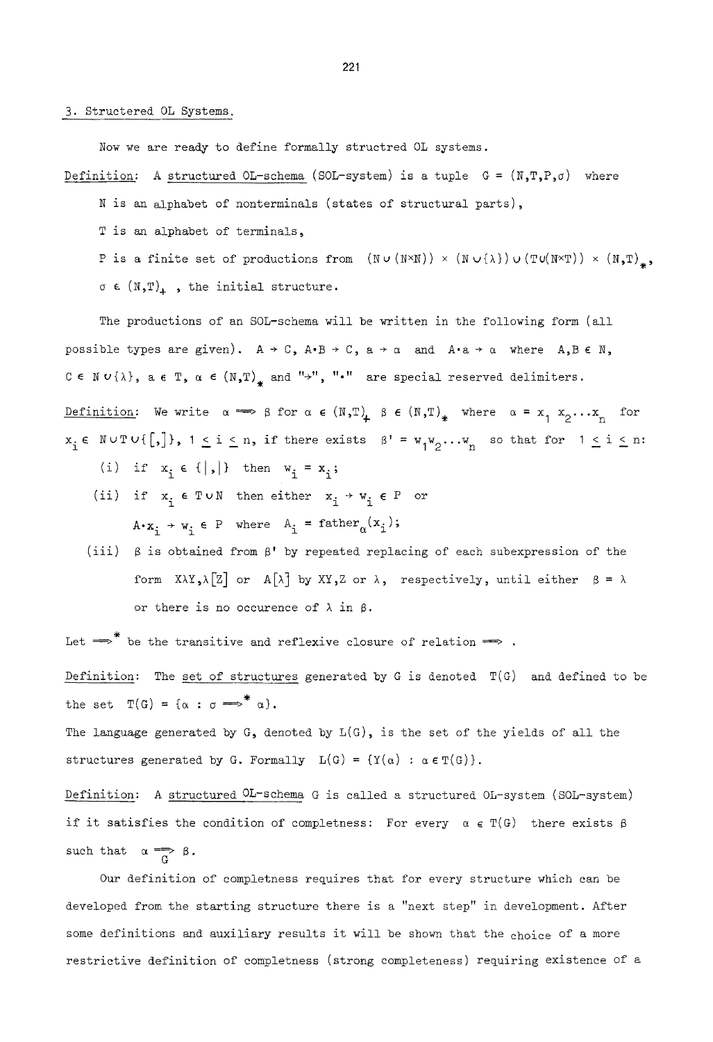## 3. Structured OL Systems.

Now we are ready to define formally structred OL systems.

Definition: A structured OL-schema (SOL-system) is a tuple $G = (N,T,P,\sigma)$ where

$N$ is an alphabet of nonterminals (states of structural parts),

$T$ is an alphabet of terminals,

$P$ is a finite set of productions from $(N \cup (N \times N)) \times (N \cup \{\lambda\}) \cup (T \cup (N \times T)) \times (N,T)_*$,

$\sigma \in (N,T)_+$ , the initial structure.

The productions of an SOL-schema will be written in the following form (all possible types are given). $A \to C$, $A \cdot B \to C$, $a \to \alpha$ and $A \cdot a \to \alpha$ where $A, B \in N$, $C \in N \cup \{\lambda\}$, $a \in T$, $\alpha \in (N,T)_*$ and "$\to$", "$\cdot$" are special reserved delimiters.

Definition: We write $\alpha \Longrightarrow \beta$ for $\alpha \in (N,T)_+$ $\beta \in (N,T)_*$ where $\alpha = x_1 x_2 \ldots x_n$ for $x_i \in N \cup T \cup \{[,]\}$, $1 \leq i \leq n$, if there exists $\beta' = w_1 w_2 \ldots w_n$ so that for $1 \leq i \leq n$:

(i) if $x_i \in \{|,|\}$ then $w_i = x_i$;

(ii) if $x_i \in T \cup N$ then either $x_i \to w_i \in P$ or $A \cdot x_i \to w_i \in P$ where $A_i = \text{father}_\alpha(x_i)$;

(iii) $\beta$ is obtained from $\beta'$ by repeated replacing of each subexpression of the form $X\lambda Y, \lambda[Z]$ or $A[\lambda]$ by $XY, Z$ or $\lambda$, respectively, until either $\beta = \lambda$ or there is no occurence of $\lambda$ in $\beta$.

Let $\Longrightarrow^*$ be the transitive and reflexive closure of relation $\Longrightarrow$ .

Definition: The set of structures generated by $G$ is denoted $T(G)$ and defined to be the set $T(G) = \{\alpha : \sigma \Longrightarrow^* \alpha\}$.

The language generated by $G$, denoted by $L(G)$, is the set of the yields of all the structures generated by $G$. Formally $L(G) = \{Y(\alpha) : \alpha \in T(G)\}$.

Definition: A structured OL-schema $G$ is called a structured OL-system (SOL-system) if it satisfies the condition of completness: For every $\alpha \in T(G)$ there exists $\beta$ such that $\alpha \underset{G}{\Longrightarrow} \beta$.

Our definition of completness requires that for every structure which can be developed from the starting structure there is a "next step" in development. After some definitions and auxiliary results it will be shown that the choice of a more restrictive definition of completness (strong completeness) requiring existence of a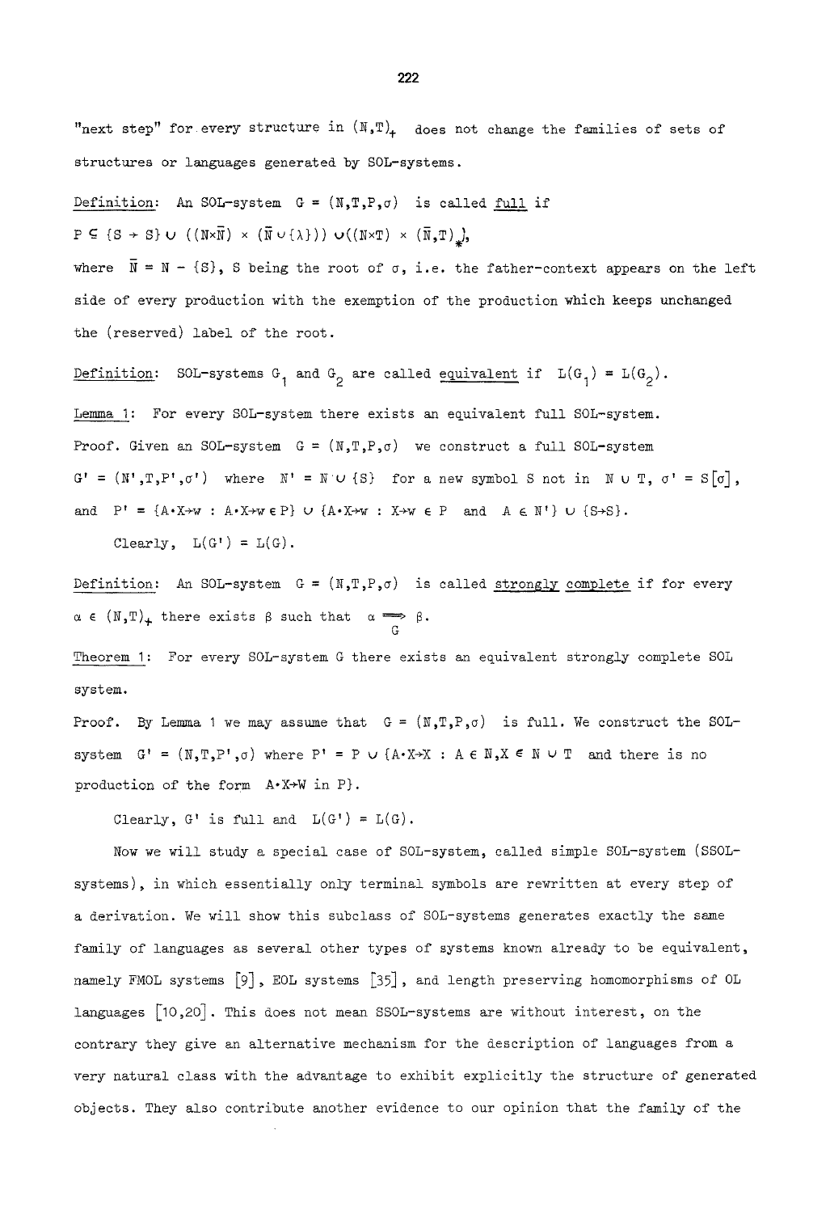"next step" for every structure in $(N,T)_+$ does not change the families of sets of structures or languages generated by SOL-systems.

Definition: An SOL-system $G = (N,T,P,\sigma)$ is called _full_ if

$P \subseteq \{S \to S\} \cup ((N{\times}\bar{N}) \times (\bar{N} \cup \{\lambda\})) \cup ((N{\times}T) \times (\bar{N},T)_*)$,

where $\bar{N} = N - \{S\}$, S being the root of $\sigma$, i.e. the father-context appears on the left side of every production with the exemption of the production which keeps unchanged the (reserved) label of the root.

Definition: SOL-systems $G_1$ and $G_2$ are called _equivalent_ if $L(G_1) = L(G_2)$.

Lemma 1: For every SOL-system there exists an equivalent full SOL-system.

Proof. Given an SOL-system $G = (N,T,P,\sigma)$ we construct a full SOL-system $G' = (N',T,P',\sigma')$ where $N' = N \cup \{S\}$ for a new symbol S not in $N \cup T$, $\sigma' = S[\sigma]$, and $P' = \{A{\cdot}X{\to}w : A{\cdot}X{\to}w \in P\} \cup \{A{\cdot}X{\to}w : X{\to}w \in P \text{ and } A \in N'\} \cup \{S{\to}S\}$.

Clearly, $L(G') = L(G)$.

Definition: An SOL-system $G = (N,T,P,\sigma)$ is called _strongly complete_ if for every $\alpha \in (N,T)_+$ there exists $\beta$ such that $\alpha \underset{G}{\Longrightarrow} \beta$.

Theorem 1: For every SOL-system G there exists an equivalent strongly complete SOL system.

Proof. By Lemma 1 we may assume that $G = (N,T,P,\sigma)$ is full. We construct the SOL-system $G' = (N,T,P',\sigma)$ where $P' = P \cup \{A{\cdot}X{\to}X : A \in N, X \in N \cup T$ and there is no production of the form $A{\cdot}X{\to}W$ in $P\}$.

Clearly, $G'$ is full and $L(G') = L(G)$.

Now we will study a special case of SOL-system, called simple SOL-system (SSOL-systems), in which essentially only terminal symbols are rewritten at every step of a derivation. We will show this subclass of SOL-systems generates exactly the same family of languages as several other types of systems known already to be equivalent, namely FMOL systems [9], EOL systems [35], and length preserving homomorphisms of OL languages [10,20]. This does not mean SSOL-systems are without interest, on the contrary they give an alternative mechanism for the description of languages from a very natural class with the advantage to exhibit explicitly the structure of generated objects. They also contribute another evidence to our opinion that the family of the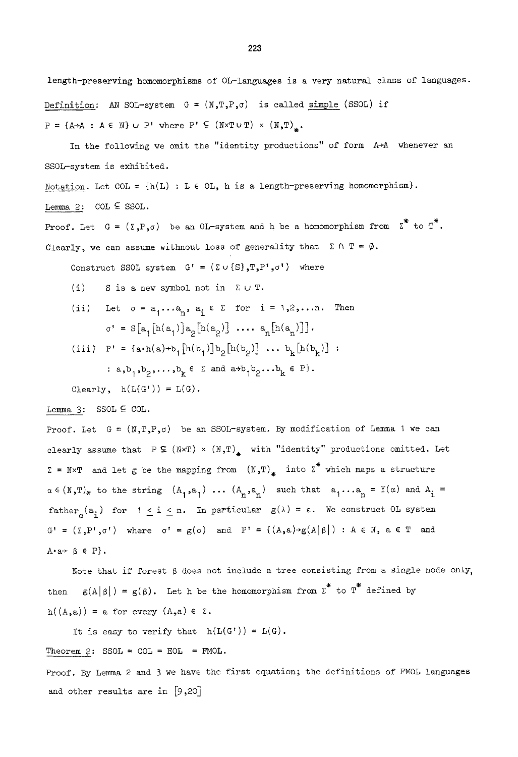length-preserving homomorphisms of 0L-languages is a very natural class of languages.

Definition: AN S0L-system $G = (N,T,P,\sigma)$ is called simple (SS0L) if $P = \{A \to A : A \in N\} \cup P'$ where $P' \subseteq (N \times T \cup T) \times (N,T)_*$.

In the following we omit the "identity productions" of form $A \to A$ whenever an SS0L-system is exhibited.

Notation. Let $COL = \{h(L) : L \in OL, h$ is a length-preserving homomorphism$\}$.

Lemma 2: $COL \subseteq SSOL$.

Proof. Let $G = (\Sigma,P,\sigma)$ be an 0L-system and h be a homomorphism from $\Sigma^*$ to $T^*$. Clearly, we can assume withnout loss of generality that $\Sigma \cap T = \emptyset$.

Construct SS0L system $G' = (\Sigma \cup \{S\},T,P',\sigma')$ where

(i) S is a new symbol not in $\Sigma \cup T$.

(ii) Let $\sigma = a_1 \ldots a_n$, $a_i \in \Sigma$ for $i = 1,2,\ldots n$. Then
$\sigma' = S[a_1[h(a_1)]a_2[h(a_2)] \ \ldots \ a_n[h(a_n)]]$.

(iii) $P' = \{a \cdot h(a) \to b_1[h(b_1)]b_2[h(b_2)] \ \ldots \ b_k[h(b_k)] :$
$: a,b_1,b_2,\ldots,b_k \in \Sigma$ and $a \to b_1b_2 \ldots b_k \in P\}$.

Clearly, $h(L(G')) = L(G)$.

Lemma 3: $SSOL \subseteq COL$.

Proof. Let $G = (N,T,P,\sigma)$ be an SS0L-system. By modification of Lemma 1 we can clearly assume that $P \subseteq (N \times T) \times (N,T)_*$ with "identity" productions omitted. Let $\Sigma = N \times T$ and let g be the mapping from $(N,T)_*$ into $\Sigma^*$ which maps a structure $\alpha \in (N,T)_*$ to the string $(A_1,a_1) \ldots (A_n,a_n)$ such that $a_1 \ldots a_n = Y(\alpha)$ and $A_i = \text{father}_\alpha(a_i)$ for $1 \leq i \leq n$. In particular $g(\lambda) = \varepsilon$. We construct 0L system $G' = (\Sigma,P',\sigma')$ where $\sigma' = g(\sigma)$ and $P' = \{(A,a) \to g(A|\beta|) : A \in N, a \in T$ and $A \cdot a \to \beta \in P\}$.

Note that if forest $\beta$ does not include a tree consisting from a single node only, then $g(A|\beta|) = g(\beta)$. Let h be the homomorphism from $\Sigma^*$ to $T^*$ defined by $h((A,a)) = a$ for every $(A,a) \in \Sigma$.

It is easy to verify that $h(L(G')) = L(G)$.

Theorem 2: $SSOL = COL = EOL = FMOL$.

Proof. By Lemma 2 and 3 we have the first equation; the definitions of FM0L languages and other results are in [9,20]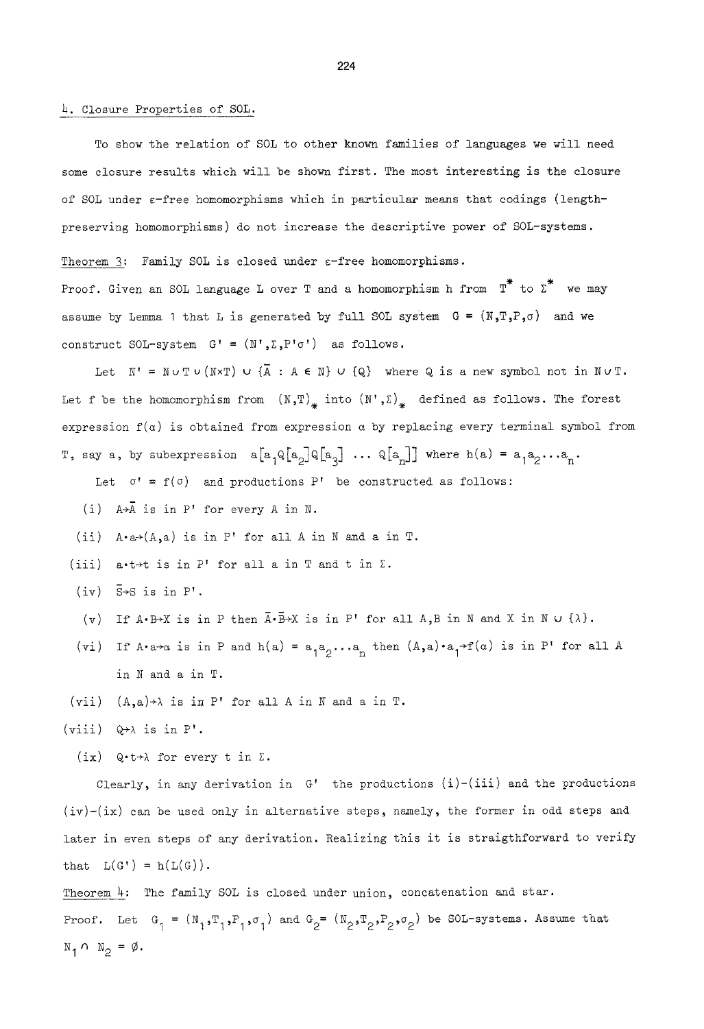## 4. Closure Properties of SOL.

To show the relation of SOL to other known families of languages we will need some closure results which will be shown first. The most interesting is the closure of SOL under $\varepsilon$-free homomorphisms which in particular means that codings (length-preserving homomorphisms) do not increase the descriptive power of SOL-systems.

Theorem 3: Family SOL is closed under $\varepsilon$-free homomorphisms.

Proof. Given an SOL language L over T and a homomorphism h from $T^*$ to $\Sigma^*$ we may assume by Lemma 1 that L is generated by full SOL system $G = (N,T,P,\sigma)$ and we construct SOL-system $G' = (N',\Sigma,P'\sigma')$ as follows.

Let $N' = N \cup T \cup (N\times T) \cup \{\bar{A} : A \in N\} \cup \{Q\}$ where Q is a new symbol not in $N \cup T$. Let f be the homomorphism from $(N,T)_*$ into $(N',\Sigma)_*$ defined as follows. The forest expression $f(\alpha)$ is obtained from expression $\alpha$ by replacing every terminal symbol from T, say a, by subexpression $a[a_1Q[a_2]Q[a_3] \ldots Q[a_n]]$ where $h(a) = a_1a_2\ldots a_n$.

Let $\sigma' = f(\sigma)$ and productions P' be constructed as follows:

(i) $A\to\bar{A}$ is in P' for every A in N.

(ii) $A\cdot a\to(A,a)$ is in P' for all A in N and a in T.

(iii) $a\cdot t\to t$ is in P' for all a in T and t in $\Sigma$.

(iv) $\bar{S}\to S$ is in P'.

(v) If $A\cdot B\to X$ is in P then $\bar{A}\cdot\bar{B}\to X$ is in P' for all A,B in N and X in $N \cup \{\lambda\}$.

(vi) If $A\cdot a\to\alpha$ is in P and $h(a) = a_1a_2\ldots a_n$ then $(A,a)\cdot a_1\to f(\alpha)$ is in P' for all A in N and a in T.

(vii) $(A,a)\to\lambda$ is in P' for all A in N and a in T.

(viii) $Q\to\lambda$ is in P'.

(ix) $Q\cdot t\to\lambda$ for every t in $\Sigma$.

Clearly, in any derivation in G' the productions (i)-(iii) and the productions (iv)-(ix) can be used only in alternative steps, namely, the former in odd steps and later in even steps of any derivation. Realizing this it is straigthforward to verify that $L(G') = h(L(G))$.

Theorem 4: The family SOL is closed under union, concatenation and star.

Proof. Let $G_1 = (N_1,T_1,P_1,\sigma_1)$ and $G_2 = (N_2,T_2,P_2,\sigma_2)$ be SOL-systems. Assume that $N_1 \cap N_2 = \emptyset$.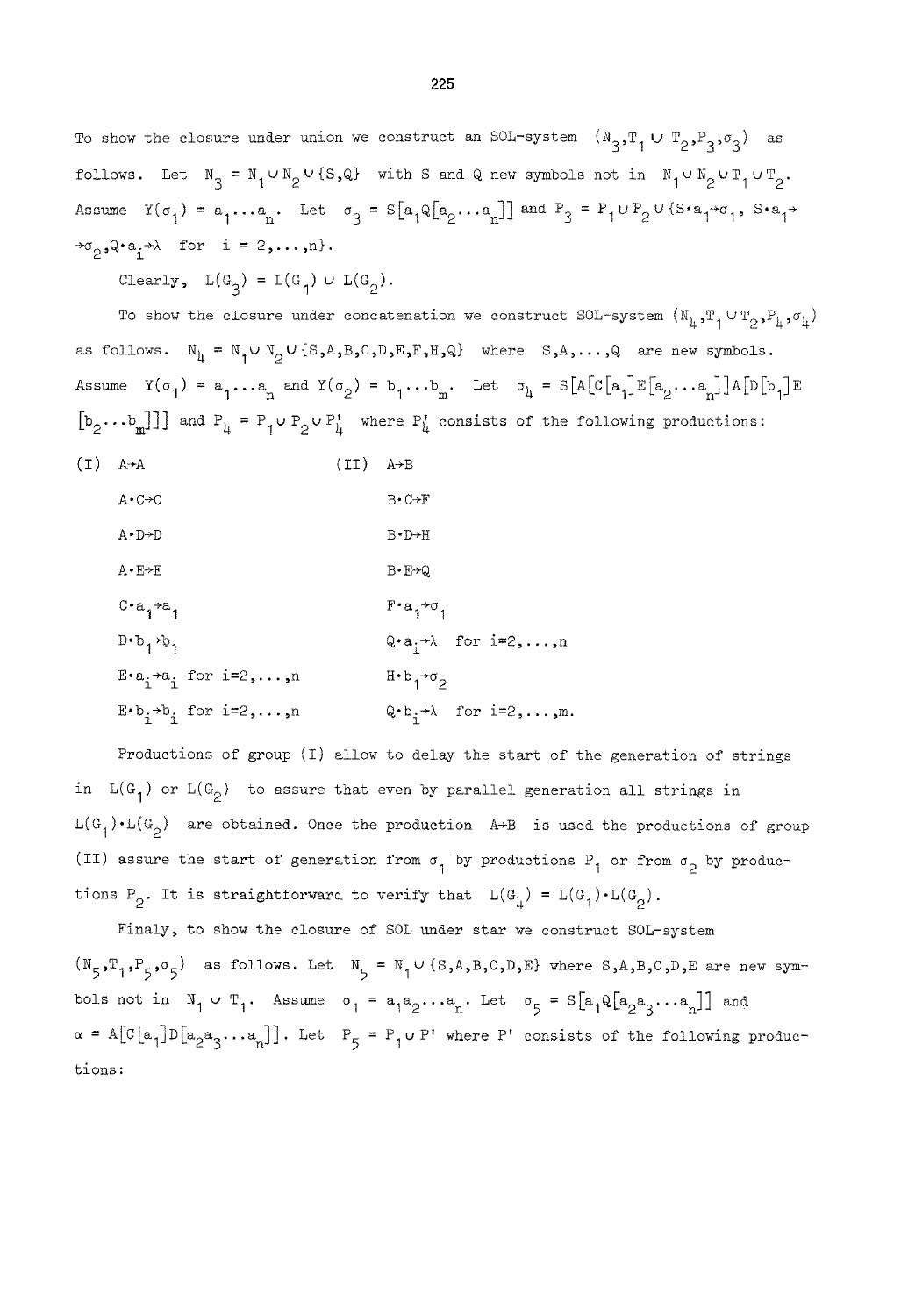To show the closure under union we construct an SOL-system $(N_3, T_1 \cup T_2, P_3, \sigma_3)$ as follows. Let $N_3 = N_1 \cup N_2 \cup \{S, Q\}$ with S and Q new symbols not in $N_1 \cup N_2 \cup T_1 \cup T_2$. Assume $Y(\sigma_1) = a_1 \dots a_n$. Let $\sigma_3 = S[a_1 Q[a_2 \dots a_n]]$ and $P_3 = P_1 \cup P_2 \cup \{S \cdot a_1 \to \sigma_1,\ S \cdot a_1 \to \sigma_2, Q \cdot a_i \to \lambda$ for $i = 2, \dots, n\}$.

Clearly, $L(G_3) = L(G_1) \cup L(G_2)$.

To show the closure under concatenation we construct SOL-system $(N_4, T_1 \cup T_2, P_4, \sigma_4)$ as follows. $N_4 = N_1 \cup N_2 \cup \{S, A, B, C, D, E, F, H, Q\}$ where $S, A, \dots, Q$ are new symbols. Assume $Y(\sigma_1) = a_1 \dots a_n$ and $Y(\sigma_2) = b_1 \dots b_m$. Let $\sigma_4 = S[A[C[a_1]E[a_2 \dots a_n]]A[D[b_1]E[b_2 \dots b_m]]]$ and $P_4 = P_1 \cup P_2 \cup P_4'$ where $P_4'$ consists of the following productions:

| (I) | (II) |
|---|---|
| $A \to A$ | $A \to B$ |
| $A \cdot C \to C$ | $B \cdot C \to F$ |
| $A \cdot D \to D$ | $B \cdot D \to H$ |
| $A \cdot E \to E$ | $B \cdot E \to Q$ |
| $C \cdot a_1 \to a_1$ | $F \cdot a_1 \to \sigma_1$ |
| $D \cdot b_1 \to b_1$ | $Q \cdot a_i \to \lambda$ for $i=2, \dots, n$ |
| $E \cdot a_i \to a_i$ for $i=2, \dots, n$ | $H \cdot b_1 \to \sigma_2$ |
| $E \cdot b_i \to b_i$ for $i=2, \dots, n$ | $Q \cdot b_i \to \lambda$ for $i=2, \dots, m$. |

Productions of group (I) allow to delay the start of the generation of strings in $L(G_1)$ or $L(G_2)$ to assure that even by parallel generation all strings in $L(G_1) \cdot L(G_2)$ are obtained. Once the production $A \to B$ is used the productions of group (II) assure the start of generation from $\sigma_1$ by productions $P_1$ or from $\sigma_2$ by productions $P_2$. It is straightforward to verify that $L(G_4) = L(G_1) \cdot L(G_2)$.

Finaly, to show the closure of SOL under star we construct SOL-system $(N_5, T_1, P_5, \sigma_5)$ as follows. Let $N_5 = N_1 \cup \{S, A, B, C, D, E\}$ where $S, A, B, C, D, E$ are new symbols not in $N_1 \cup T_1$. Assume $\sigma_1 = a_1 a_2 \dots a_n$. Let $\sigma_5 = S[a_1 Q[a_2 a_3 \dots a_n]]$ and $\alpha = A[C[a_1]D[a_2 a_3 \dots a_n]]$. Let $P_5 = P_1 \cup P'$ where $P'$ consists of the following productions: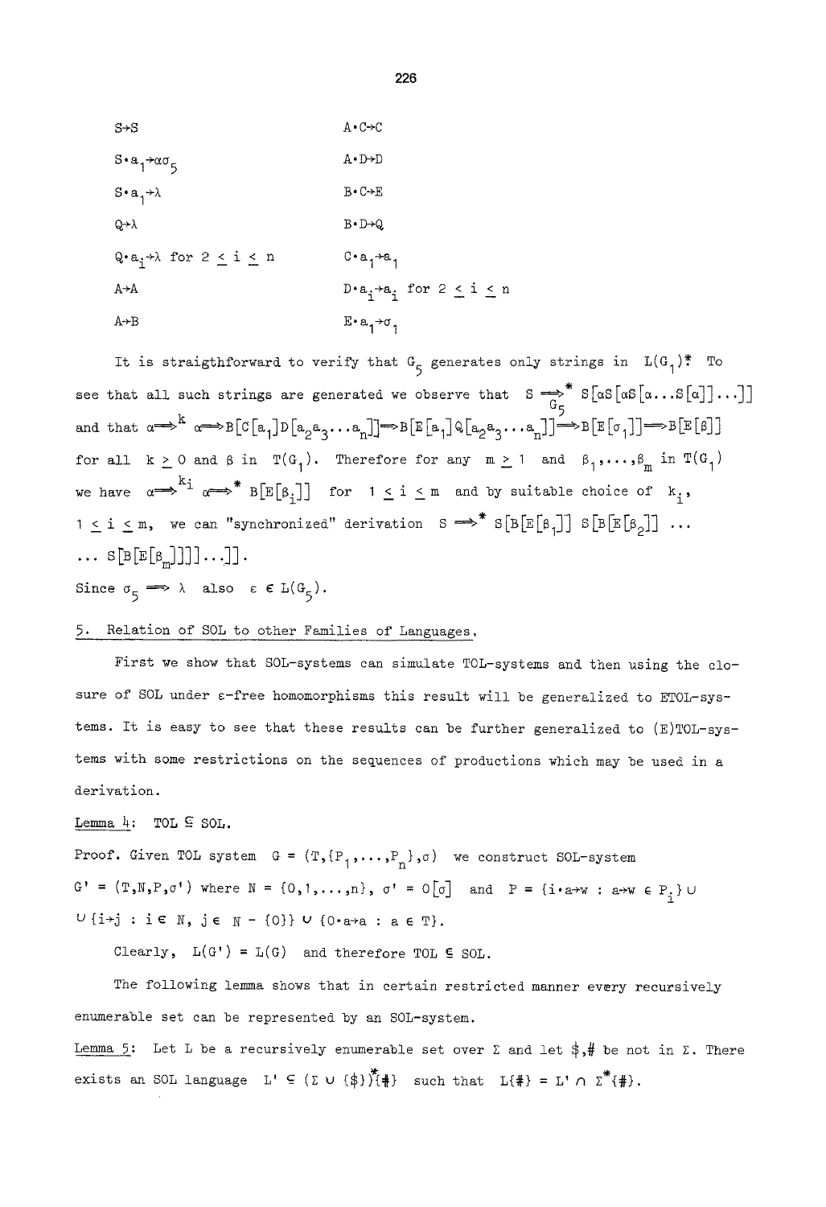| | |
|---|---|
| $S \to S$ | $A \cdot C \to C$ |
| $S \cdot a_1 \to \alpha\sigma_5$ | $A \cdot D \to D$ |
| $S \cdot a_1 \to \lambda$ | $B \cdot C \to E$ |
| $Q \to \lambda$ | $B \cdot D \to Q$ |
| $Q \cdot a_i \to \lambda$ for $2 \leq i \leq n$ | $C \cdot a_1 \to a_1$ |
| $A \to A$ | $D \cdot a_i \to a_i$ for $2 \leq i \leq n$ |
| $A \to B$ | $E \cdot a_1 \to \sigma_1$ |

It is straigthforward to verify that $G_5$ generates only strings in $L(G_1)^*$. To see that all such strings are generated we observe that $S \underset{G_5}{\Longrightarrow^*} S[\alpha S[\alpha S[\alpha \ldots S[\alpha]] \ldots]]$ and that $\alpha \Longrightarrow^k \alpha \Longrightarrow B[C[a_1]D[a_2a_3 \ldots a_n]] \Longrightarrow B[E[a_1]Q[a_2a_3 \ldots a_n]] \Longrightarrow B[E[\sigma_1]] \Longrightarrow B[E[\beta]]$ for all $k \geq 0$ and $\beta$ in $T(G_1)$. Therefore for any $m \geq 1$ and $\beta_1, \ldots, \beta_m$ in $T(G_1)$ we have $\alpha \Longrightarrow^{k_i} \alpha \Longrightarrow^* B[E[\beta_i]]$ for $1 \leq i \leq m$ and by suitable choice of $k_i$, $1 \leq i \leq m$, we can "synchronized" derivation $S \Longrightarrow^* S[B[E[\beta_1]]\ S[B[E[\beta_2]]\ \ldots$ $\ldots\ S[B[E[\beta_m]]]] \ldots]]$.

Since $\sigma_5 \Longrightarrow \lambda$ also $\varepsilon \in L(G_5)$.

## 5. Relation of SOL to other Families of Languages.

First we show that SOL-systems can simulate TOL-systems and then using the closure of SOL under $\varepsilon$-free homomorphisms this result will be generalized to ETOL-systems. It is easy to see that these results can be further generalized to (E)TOL-systems with some restrictions on the sequences of productions which may be used in a derivation.

<u>Lemma 4</u>: $TOL \subsetneq SOL$.

Proof. Given TOL system $G = (T, \{P_1, \ldots, P_n\}, \sigma)$ we construct SOL-system $G' = (T, N, P, \sigma')$ where $N = \{0, 1, \ldots, n\}$, $\sigma' = 0[\sigma]$ and $P = \{i \cdot a \to w : a \to w \in P_i\} \cup$ $\cup \{i \to j : i \in N, j \in N - \{0\}\} \cup \{0 \cdot a \to a : a \in T\}$.

Clearly, $L(G') = L(G)$ and therefore $TOL \subseteq SOL$.

The following lemma shows that in certain restricted manner every recursively enumerable set can be represented by an SOL-system.

<u>Lemma 5</u>: Let $L$ be a recursively enumerable set over $\Sigma$ and let $\$, \#$ be not in $\Sigma$. There exists an SOL language $L' \subseteq (\Sigma \cup \{\$\})^*\{\#\}$ such that $L\{\#\} = L' \cap \Sigma^*\{\#\}$.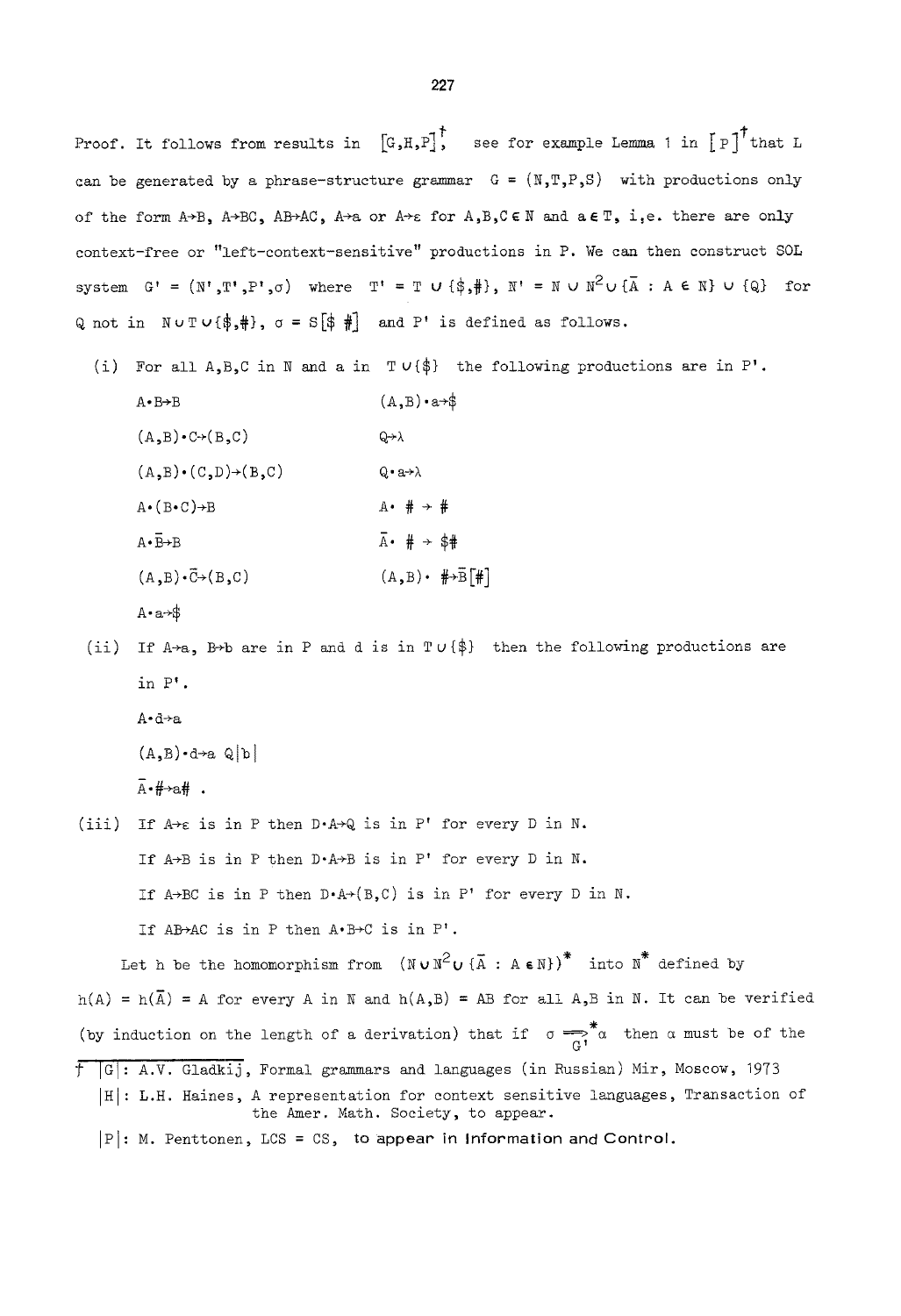Proof. It follows from results in $[G,H,P]^\dagger$, see for example Lemma 1 in $[P]^\dagger$ that L can be generated by a phrase-structure grammar $G = (N,T,P,S)$ with productions only of the form $A \to B$, $A \to BC$, $AB \to AC$, $A \to a$ or $A \to \varepsilon$ for $A,B,C \in N$ and $a \in T$, i.e. there are only context-free or "left-context-sensitive" productions in P. We can then construct SOL system $G' = (N',T',P',\sigma)$ where $T' = T \cup \{\$,\#\}$, $N' = N \cup N^2 \cup \{\bar{A} : A \in N\} \cup \{Q\}$ for Q not in $N \cup T \cup \{\$,\#\}$, $\sigma = S[\$\ \#]$ and P' is defined as follows.

(i) For all A,B,C in N and a in $T \cup \{\$\}$ the following productions are in P'.

| | |
|---|---|
| $A \cdot B \to B$ | $(A,B) \cdot a \to \$$ |
| $(A,B) \cdot C \to (B,C)$ | $Q \to \lambda$ |
| $(A,B) \cdot (C,D) \to (B,C)$ | $Q \cdot a \to \lambda$ |
| $A \cdot (B \cdot C) \to B$ | $A \cdot \# \to \#$ |
| $A \cdot \bar{B} \to B$ | $\bar{A} \cdot \# \to \$\#$ |
| $(A,B) \cdot \bar{C} \to (B,C)$ | $(A,B) \cdot \# \to \bar{B}[\#]$ |
| $A \cdot a \to \$$ | |

(ii) If $A \to a$, $B \to b$ are in P and d is in $T \cup \{\$\}$ then the following productions are in P'.

$A \cdot d \to a$

$(A,B) \cdot d \to a\ Q|b|$

$\bar{A} \cdot \# \to a\#$ .

(iii) If $A \to \varepsilon$ is in P then $D \cdot A \to Q$ is in P' for every D in N.

If $A \to B$ is in P then $D \cdot A \to B$ is in P' for every D in N.

If $A \to BC$ is in P then $D \cdot A \to (B,C)$ is in P' for every D in N.

If $AB \to AC$ is in P then $A \cdot B \to C$ is in P'.

Let h be the homomorphism from $(N \cup N^2 \cup \{\bar{A} : A \in N\})^*$ into $N^*$ defined by $h(A) = h(\bar{A}) = A$ for every A in N and $h(A,B) = AB$ for all A,B in N. It can be verified (by induction on the length of a derivation) that if $\sigma \underset{G'}{\overset{*}{\Longrightarrow}} \alpha$ then $\alpha$ must be of the

---

† |G|: A.V. Gladkij, Formal grammars and languages (in Russian) Mir, Moscow, 1973

|H|: L.H. Haines, A representation for context sensitive languages, Transaction of the Amer. Math. Society, to appear.

|P|: M. Penttonen, LCS = CS, to appear in Information and Control.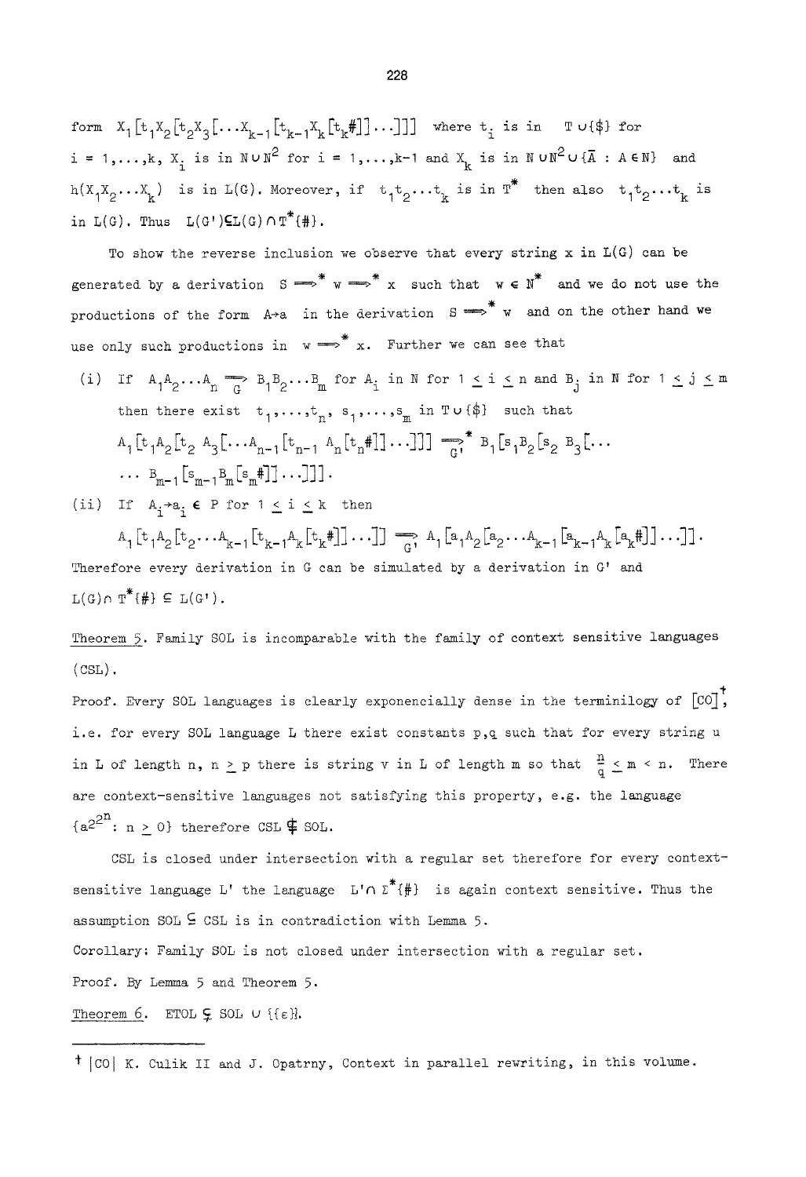form $X_1[t_1X_2[t_2X_3[\ldots X_{k-1}[t_{k-1}X_k[t_k\#]]\ldots]]]$ where $t_i$ is in $T\cup\{\$\}$ for $i = 1,\ldots,k$, $X_i$ is in $N\cup N^2$ for $i = 1,\ldots,k-1$ and $X_k$ is in $N\cup N^2\cup\{\bar{A} : A\in N\}$ and $h(X_1X_2\ldots X_k)$ is in $L(G)$. Moreover, if $t_1t_2\ldots t_k$ is in $T^*$ then also $t_1t_2\ldots t_k$ is in $L(G)$. Thus $L(G')\subseteq L(G)\cap T^*\{\#\}$.

To show the reverse inclusion we observe that every string x in L(G) can be generated by a derivation $S \Longrightarrow^* w \Longrightarrow^* x$ such that $w\in N^*$ and we do not use the productions of the form $A\to a$ in the derivation $S\Longrightarrow^* w$ and on the other hand we use only such productions in $w\Longrightarrow^* x$. Further we can see that

(i) If $A_1A_2\ldots A_n \underset{G}{\Longrightarrow} B_1B_2\ldots B_m$ for $A_i$ in N for $1\le i\le n$ and $B_j$ in N for $1\le j\le m$ then there exist $t_1,\ldots,t_n$, $s_1,\ldots,s_m$ in $T\cup\{\$\}$ such that
$A_1[t_1A_2[t_2\ A_3[\ldots A_{n-1}[t_{n-1}\ A_n[t_n\#]]\ldots]]] \underset{G'}{\Longrightarrow^*} B_1[s_1B_2[s_2\ B_3[\ldots$
$\ldots\ B_{m-1}[s_{m-1}B_m[s_m\#]]\ldots]]]$.

(ii) If $A_i\to a_i \in P$ for $1\le i\le k$ then
$A_1[t_1A_2[t_2\ldots A_{k-1}[t_{k-1}A_k[t_k\#]]\ldots]] \underset{G'}{\Longrightarrow} A_1[a_1A_2[a_2\ldots A_{k-1}[a_{k-1}A_k[a_k\#]]\ldots]]$.

Therefore every derivation in G can be simulated by a derivation in G' and $L(G)\cap T^*\{\#\}\subseteq L(G')$.

Theorem 5. Family SOL is incomparable with the family of context sensitive languages (CSL).

Proof. Every SOL languages is clearly exponencially dense in the terminilogy of [CO][†], i.e. for every SOL language L there exist constants p,q such that for every string u in L of length n, $n\ge p$ there is string v in L of length m so that $\frac{n}{q}\le m < n$. There are context-sensitive languages not satisfying this property, e.g. the language $\{a^{2^{2^n}} : n\ge 0\}$ therefore CSL $\nsubseteq$ SOL.

CSL is closed under intersection with a regular set therefore for every context-sensitive language L' the language $L'\cap\Sigma^*\{\#\}$ is again context sensitive. Thus the assumption SOL $\subseteq$ CSL is in contradiction with Lemma 5.

Corollary: Family SOL is not closed under intersection with a regular set.

Proof. By Lemma 5 and Theorem 5.

Theorem 6. ETOL $\subsetneq$ SOL $\cup\ \{\{\varepsilon\}\}$.

---

[†] [CO] K. Culik II and J. Opatrny, Context in parallel rewriting, in this volume.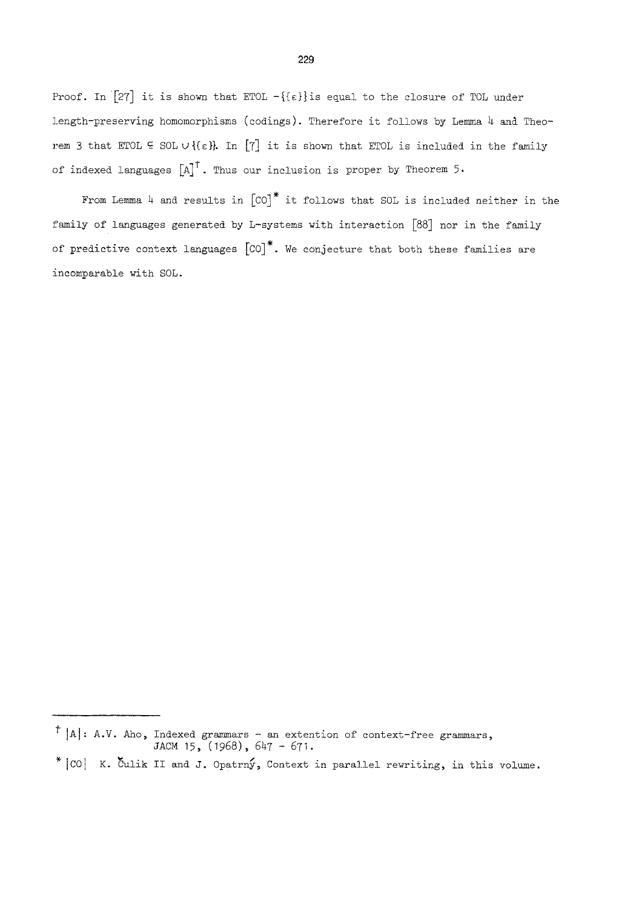Proof. In [27] it is shown that ETOL $-\{\{\varepsilon\}\}$ is equal to the closure of TOL under length-preserving homomorphisms (codings). Therefore it follows by Lemma 4 and Theorem 3 that ETOL $\subseteq$ SOL $\cup \{\{\varepsilon\}\}$. In [7] it is shown that ETOL is included in the family of indexed languages [A][†]. Thus our inclusion is proper by Theorem 5.

From Lemma 4 and results in [CO][*] it follows that SOL is included neither in the family of languages generated by L-systems with interaction [88] nor in the family of predictive context languages [CO][*]. We conjecture that both these families are incomparable with SOL.

---

[†] |A|: A.V. Aho, Indexed grammars – an extention of context-free grammars, JACM 15, (1968), 647 – 671.

[*] |CO| K. Čulik II and J. Opatrný, Context in parallel rewriting, in this volume.